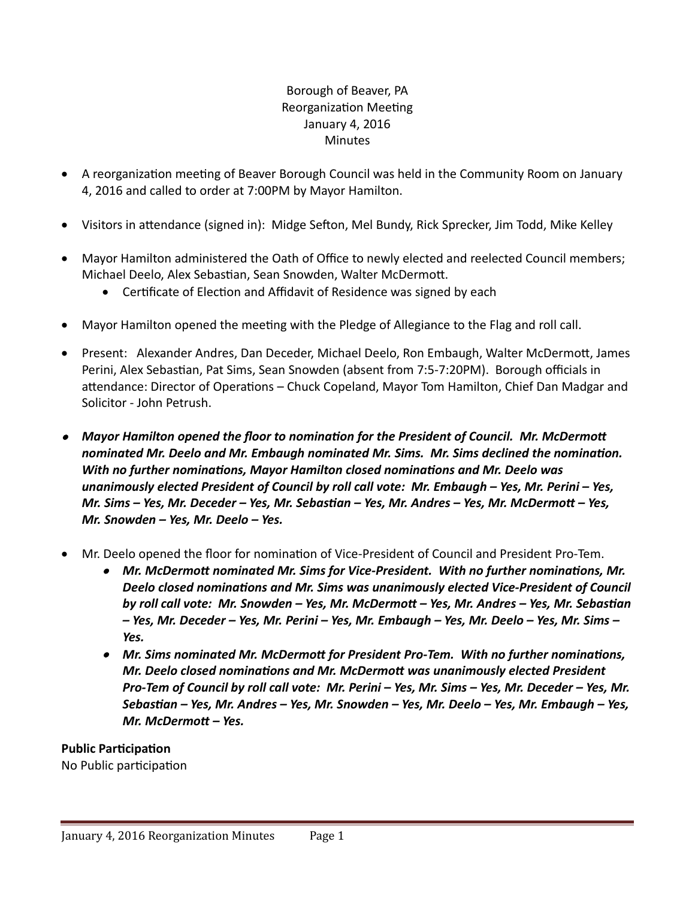Borough of Beaver, PA
Reorganization Meeting
January 4, 2016
Minutes

- A reorganization meeting of Beaver Borough Council was held in the Community Room on January 4, 2016 and called to order at 7:00PM by Mayor Hamilton.

- Visitors in attendance (signed in): Midge Sefton, Mel Bundy, Rick Sprecker, Jim Todd, Mike Kelley

- Mayor Hamilton administered the Oath of Office to newly elected and reelected Council members; Michael Deelo, Alex Sebastian, Sean Snowden, Walter McDermott.
  - Certificate of Election and Affidavit of Residence was signed by each

- Mayor Hamilton opened the meeting with the Pledge of Allegiance to the Flag and roll call.

- Present: Alexander Andres, Dan Deceder, Michael Deelo, Ron Embaugh, Walter McDermott, James Perini, Alex Sebastian, Pat Sims, Sean Snowden (absent from 7:5-7:20PM). Borough officials in attendance: Director of Operations – Chuck Copeland, Mayor Tom Hamilton, Chief Dan Madgar and Solicitor - John Petrush.

- ***Mayor Hamilton opened the floor to nomination for the President of Council. Mr. McDermott nominated Mr. Deelo and Mr. Embaugh nominated Mr. Sims. Mr. Sims declined the nomination. With no further nominations, Mayor Hamilton closed nominations and Mr. Deelo was unanimously elected President of Council by roll call vote: Mr. Embaugh – Yes, Mr. Perini – Yes, Mr. Sims – Yes, Mr. Deceder – Yes, Mr. Sebastian – Yes, Mr. Andres – Yes, Mr. McDermott – Yes, Mr. Snowden – Yes, Mr. Deelo – Yes.***

- Mr. Deelo opened the floor for nomination of Vice-President of Council and President Pro-Tem.
  - ***Mr. McDermott nominated Mr. Sims for Vice-President. With no further nominations, Mr. Deelo closed nominations and Mr. Sims was unanimously elected Vice-President of Council by roll call vote: Mr. Snowden – Yes, Mr. McDermott – Yes, Mr. Andres – Yes, Mr. Sebastian – Yes, Mr. Deceder – Yes, Mr. Perini – Yes, Mr. Embaugh – Yes, Mr. Deelo – Yes, Mr. Sims – Yes.***
  - ***Mr. Sims nominated Mr. McDermott for President Pro-Tem. With no further nominations, Mr. Deelo closed nominations and Mr. McDermott was unanimously elected President Pro-Tem of Council by roll call vote: Mr. Perini – Yes, Mr. Sims – Yes, Mr. Deceder – Yes, Mr. Sebastian – Yes, Mr. Andres – Yes, Mr. Snowden – Yes, Mr. Deelo – Yes, Mr. Embaugh – Yes, Mr. McDermott – Yes.***

**Public Participation**
No Public participation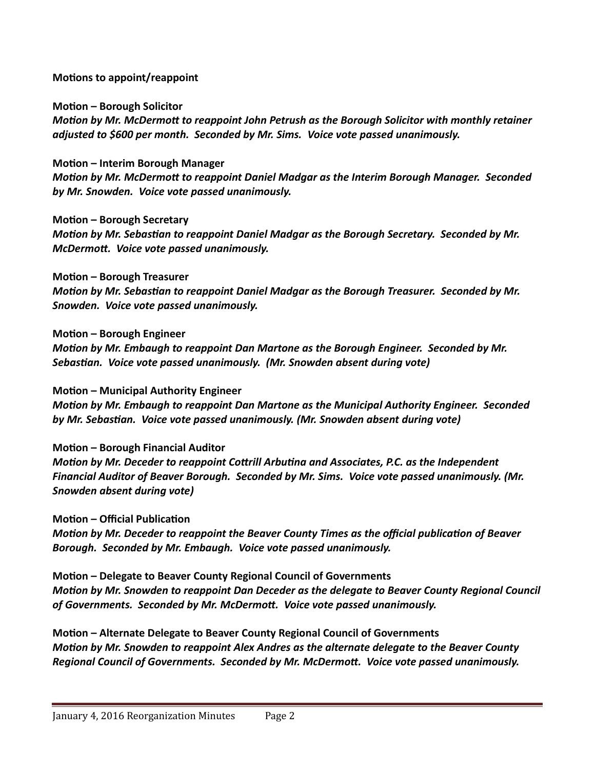**Motions to appoint/reappoint**

**Motion – Borough Solicitor**
***Motion by Mr. McDermott to reappoint John Petrush as the Borough Solicitor with monthly retainer adjusted to $600 per month. Seconded by Mr. Sims. Voice vote passed unanimously.***

**Motion – Interim Borough Manager**
***Motion by Mr. McDermott to reappoint Daniel Madgar as the Interim Borough Manager. Seconded by Mr. Snowden. Voice vote passed unanimously.***

**Motion – Borough Secretary**
***Motion by Mr. Sebastian to reappoint Daniel Madgar as the Borough Secretary. Seconded by Mr. McDermott. Voice vote passed unanimously.***

**Motion – Borough Treasurer**
***Motion by Mr. Sebastian to reappoint Daniel Madgar as the Borough Treasurer. Seconded by Mr. Snowden. Voice vote passed unanimously.***

**Motion – Borough Engineer**
***Motion by Mr. Embaugh to reappoint Dan Martone as the Borough Engineer. Seconded by Mr. Sebastian. Voice vote passed unanimously. (Mr. Snowden absent during vote)***

**Motion – Municipal Authority Engineer**
***Motion by Mr. Embaugh to reappoint Dan Martone as the Municipal Authority Engineer. Seconded by Mr. Sebastian. Voice vote passed unanimously. (Mr. Snowden absent during vote)***

**Motion – Borough Financial Auditor**
***Motion by Mr. Deceder to reappoint Cottrill Arbutina and Associates, P.C. as the Independent Financial Auditor of Beaver Borough. Seconded by Mr. Sims. Voice vote passed unanimously. (Mr. Snowden absent during vote)***

**Motion – Official Publication**
***Motion by Mr. Deceder to reappoint the Beaver County Times as the official publication of Beaver Borough. Seconded by Mr. Embaugh. Voice vote passed unanimously.***

**Motion – Delegate to Beaver County Regional Council of Governments**
***Motion by Mr. Snowden to reappoint Dan Deceder as the delegate to Beaver County Regional Council of Governments. Seconded by Mr. McDermott. Voice vote passed unanimously.***

**Motion – Alternate Delegate to Beaver County Regional Council of Governments**
***Motion by Mr. Snowden to reappoint Alex Andres as the alternate delegate to the Beaver County Regional Council of Governments. Seconded by Mr. McDermott. Voice vote passed unanimously.***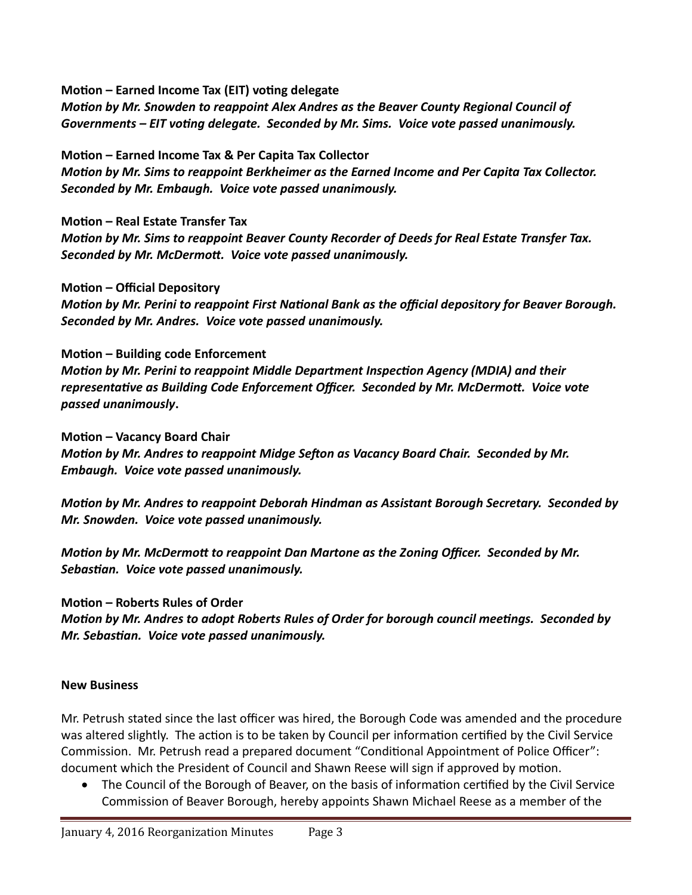**Motion – Earned Income Tax (EIT) voting delegate**

***Motion by Mr. Snowden to reappoint Alex Andres as the Beaver County Regional Council of Governments – EIT voting delegate. Seconded by Mr. Sims. Voice vote passed unanimously.***

**Motion – Earned Income Tax & Per Capita Tax Collector**

***Motion by Mr. Sims to reappoint Berkheimer as the Earned Income and Per Capita Tax Collector. Seconded by Mr. Embaugh. Voice vote passed unanimously.***

**Motion – Real Estate Transfer Tax**

***Motion by Mr. Sims to reappoint Beaver County Recorder of Deeds for Real Estate Transfer Tax. Seconded by Mr. McDermott. Voice vote passed unanimously.***

**Motion – Official Depository**

***Motion by Mr. Perini to reappoint First National Bank as the official depository for Beaver Borough. Seconded by Mr. Andres. Voice vote passed unanimously.***

**Motion – Building code Enforcement**

***Motion by Mr. Perini to reappoint Middle Department Inspection Agency (MDIA) and their representative as Building Code Enforcement Officer. Seconded by Mr. McDermott. Voice vote passed unanimously*****.**

**Motion – Vacancy Board Chair**

***Motion by Mr. Andres to reappoint Midge Sefton as Vacancy Board Chair. Seconded by Mr. Embaugh. Voice vote passed unanimously.***

***Motion by Mr. Andres to reappoint Deborah Hindman as Assistant Borough Secretary. Seconded by Mr. Snowden. Voice vote passed unanimously.***

***Motion by Mr. McDermott to reappoint Dan Martone as the Zoning Officer. Seconded by Mr. Sebastian. Voice vote passed unanimously.***

**Motion – Roberts Rules of Order**

***Motion by Mr. Andres to adopt Roberts Rules of Order for borough council meetings. Seconded by Mr. Sebastian. Voice vote passed unanimously.***

**New Business**

Mr. Petrush stated since the last officer was hired, the Borough Code was amended and the procedure was altered slightly. The action is to be taken by Council per information certified by the Civil Service Commission. Mr. Petrush read a prepared document "Conditional Appointment of Police Officer": document which the President of Council and Shawn Reese will sign if approved by motion.

- The Council of the Borough of Beaver, on the basis of information certified by the Civil Service Commission of Beaver Borough, hereby appoints Shawn Michael Reese as a member of the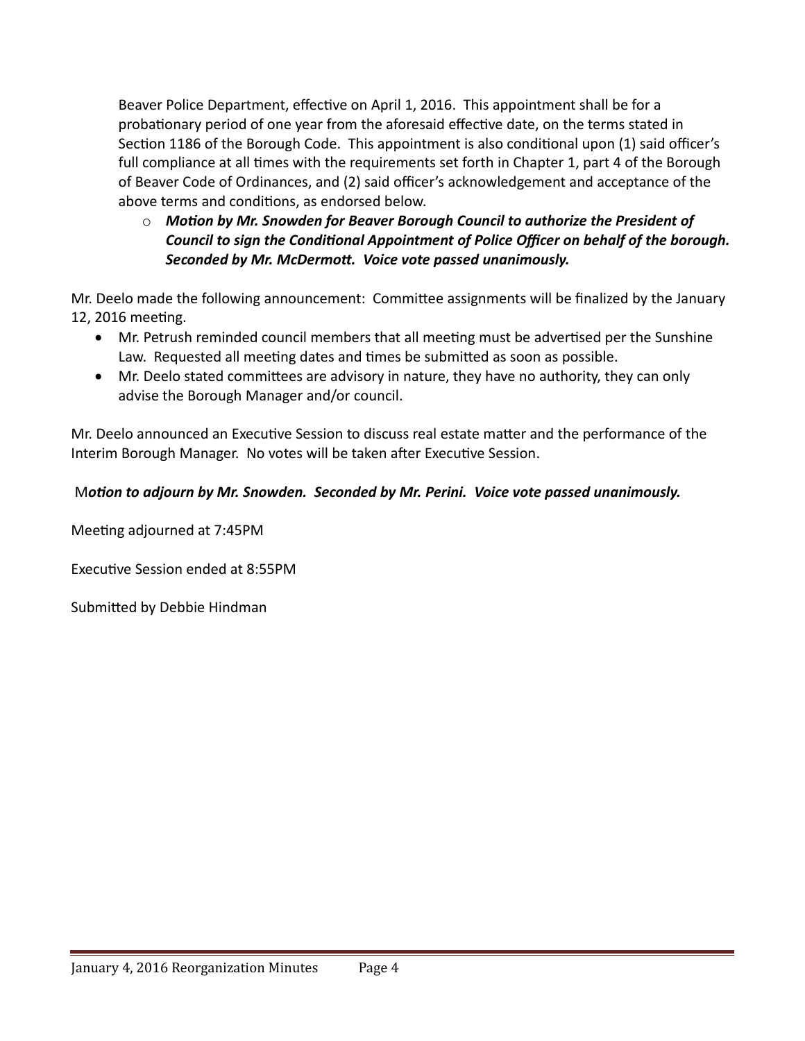Beaver Police Department, effective on April 1, 2016. This appointment shall be for a probationary period of one year from the aforesaid effective date, on the terms stated in Section 1186 of the Borough Code. This appointment is also conditional upon (1) said officer's full compliance at all times with the requirements set forth in Chapter 1, part 4 of the Borough of Beaver Code of Ordinances, and (2) said officer's acknowledgement and acceptance of the above terms and conditions, as endorsed below.

- ***Motion by Mr. Snowden for Beaver Borough Council to authorize the President of Council to sign the Conditional Appointment of Police Officer on behalf of the borough. Seconded by Mr. McDermott. Voice vote passed unanimously.***

Mr. Deelo made the following announcement: Committee assignments will be finalized by the January 12, 2016 meeting.

- Mr. Petrush reminded council members that all meeting must be advertised per the Sunshine Law. Requested all meeting dates and times be submitted as soon as possible.
- Mr. Deelo stated committees are advisory in nature, they have no authority, they can only advise the Borough Manager and/or council.

Mr. Deelo announced an Executive Session to discuss real estate matter and the performance of the Interim Borough Manager. No votes will be taken after Executive Session.

M***otion to adjourn by Mr. Snowden. Seconded by Mr. Perini. Voice vote passed unanimously.***

Meeting adjourned at 7:45PM

Executive Session ended at 8:55PM

Submitted by Debbie Hindman